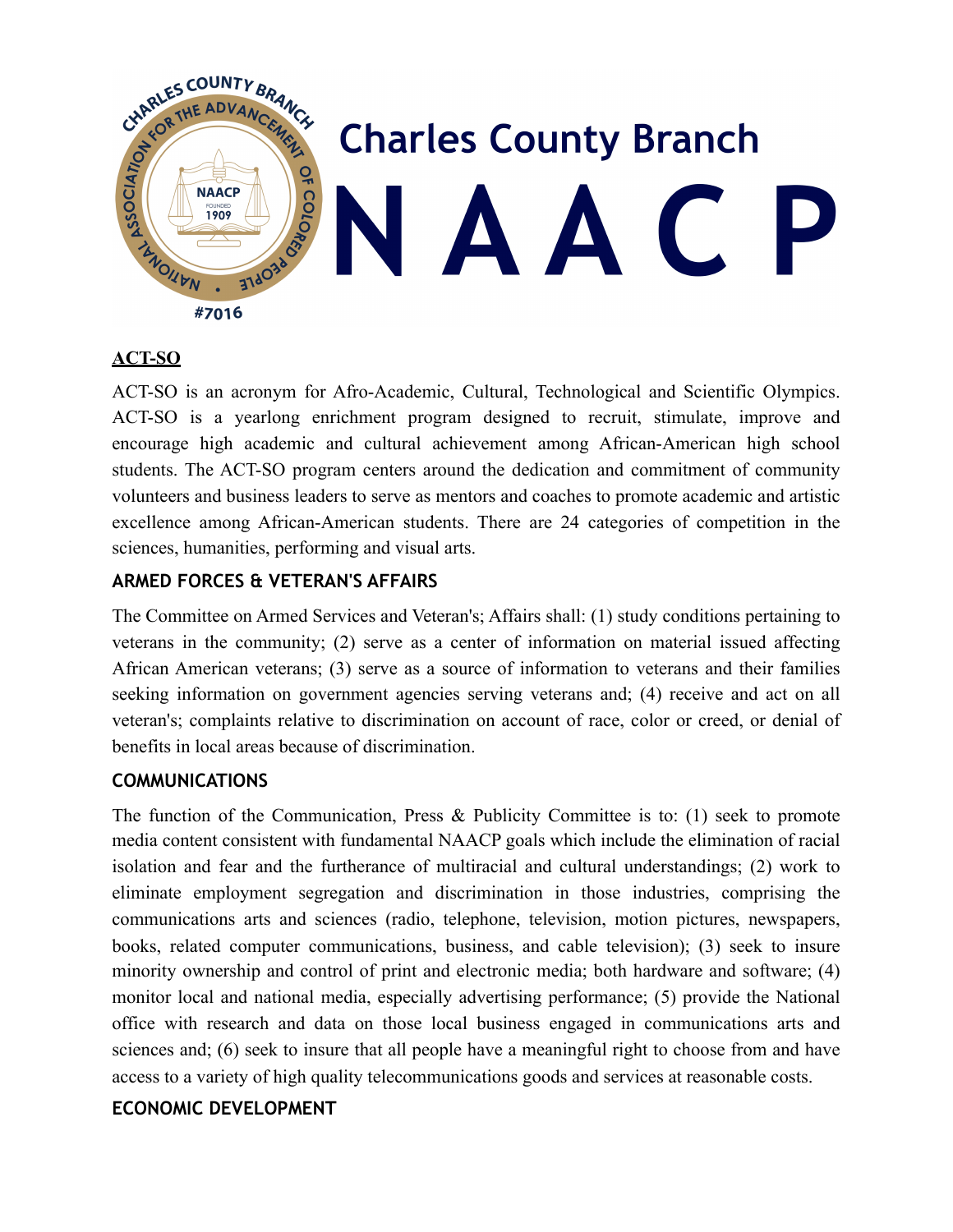# Charles County Branch NAACP

## ACT-SO

ACT-SO is an acronym for Afro-Academic, Cultural, Technological and Scientific Olympics. ACT-SO is a yearlong enrichment program designed to recruit, stimulate, improve and encourage high academic and cultural achievement among African-American high school students. The ACT-SO program centers around the dedication and commitment of community volunteers and business leaders to serve as mentors and coaches to promote academic and artistic excellence among African-American students. There are 24 categories of competition in the sciences, humanities, performing and visual arts.

## ARMED FORCES & VETERAN'S AFFAIRS

The Committee on Armed Services and Veteran's; Affairs shall: (1) study conditions pertaining to veterans in the community; (2) serve as a center of information on material issued affecting African American veterans; (3) serve as a source of information to veterans and their families seeking information on government agencies serving veterans and; (4) receive and act on all veteran's; complaints relative to discrimination on account of race, color or creed, or denial of benefits in local areas because of discrimination.

## COMMUNICATIONS

The function of the Communication, Press & Publicity Committee is to: (1) seek to promote media content consistent with fundamental NAACP goals which include the elimination of racial isolation and fear and the furtherance of multiracial and cultural understandings; (2) work to eliminate employment segregation and discrimination in those industries, comprising the communications arts and sciences (radio, telephone, television, motion pictures, newspapers, books, related computer communications, business, and cable television); (3) seek to insure minority ownership and control of print and electronic media; both hardware and software; (4) monitor local and national media, especially advertising performance; (5) provide the National office with research and data on those local business engaged in communications arts and sciences and; (6) seek to insure that all people have a meaningful right to choose from and have access to a variety of high quality telecommunications goods and services at reasonable costs.

## ECONOMIC DEVELOPMENT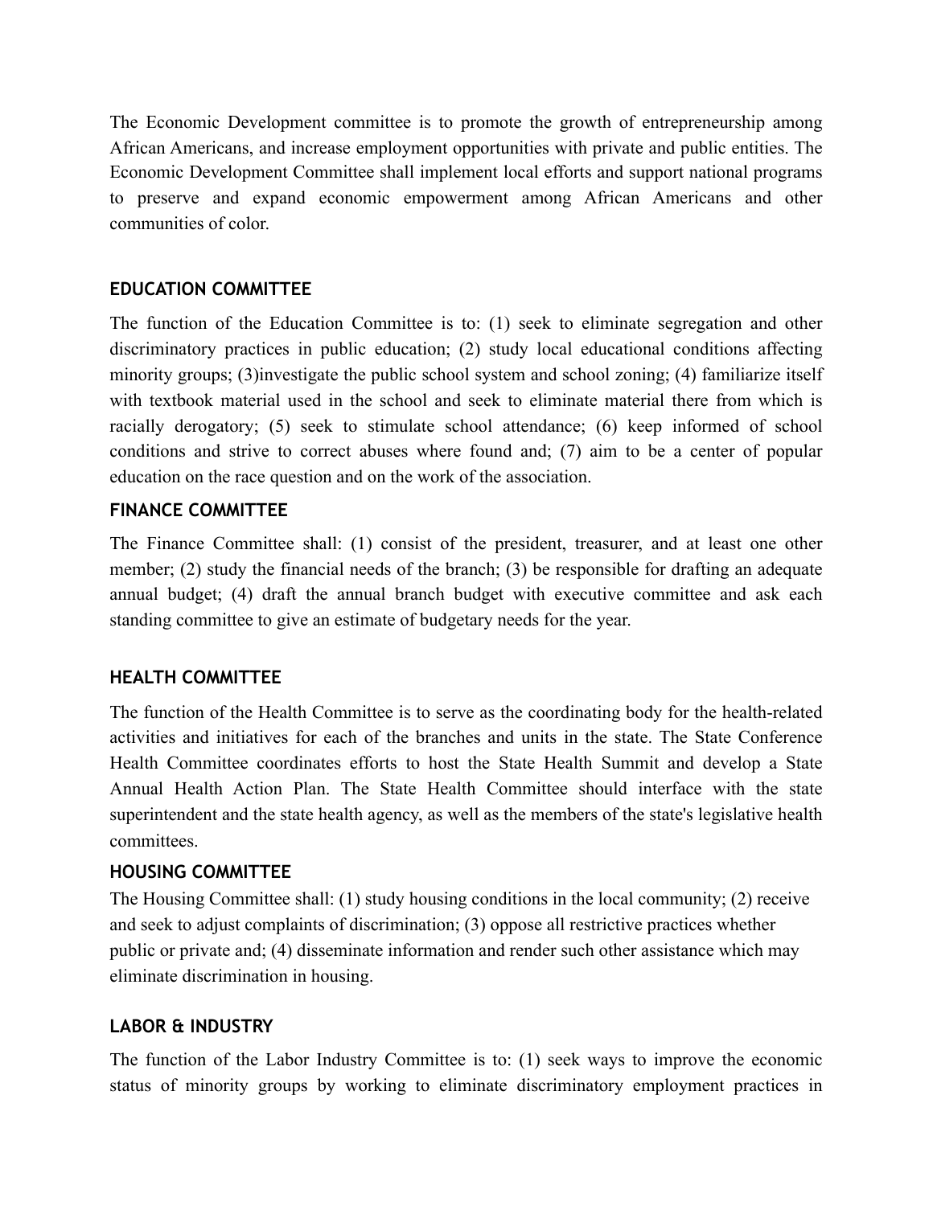The Economic Development committee is to promote the growth of entrepreneurship among African Americans, and increase employment opportunities with private and public entities. The Economic Development Committee shall implement local efforts and support national programs to preserve and expand economic empowerment among African Americans and other communities of color.

## EDUCATION COMMITTEE

The function of the Education Committee is to: (1) seek to eliminate segregation and other discriminatory practices in public education; (2) study local educational conditions affecting minority groups; (3)investigate the public school system and school zoning; (4) familiarize itself with textbook material used in the school and seek to eliminate material there from which is racially derogatory; (5) seek to stimulate school attendance; (6) keep informed of school conditions and strive to correct abuses where found and; (7) aim to be a center of popular education on the race question and on the work of the association.

## FINANCE COMMITTEE

The Finance Committee shall: (1) consist of the president, treasurer, and at least one other member; (2) study the financial needs of the branch; (3) be responsible for drafting an adequate annual budget; (4) draft the annual branch budget with executive committee and ask each standing committee to give an estimate of budgetary needs for the year.

## HEALTH COMMITTEE

The function of the Health Committee is to serve as the coordinating body for the health-related activities and initiatives for each of the branches and units in the state. The State Conference Health Committee coordinates efforts to host the State Health Summit and develop a State Annual Health Action Plan. The State Health Committee should interface with the state superintendent and the state health agency, as well as the members of the state's legislative health committees.

## HOUSING COMMITTEE

The Housing Committee shall: (1) study housing conditions in the local community; (2) receive and seek to adjust complaints of discrimination; (3) oppose all restrictive practices whether public or private and; (4) disseminate information and render such other assistance which may eliminate discrimination in housing.

## LABOR & INDUSTRY

The function of the Labor Industry Committee is to: (1) seek ways to improve the economic status of minority groups by working to eliminate discriminatory employment practices in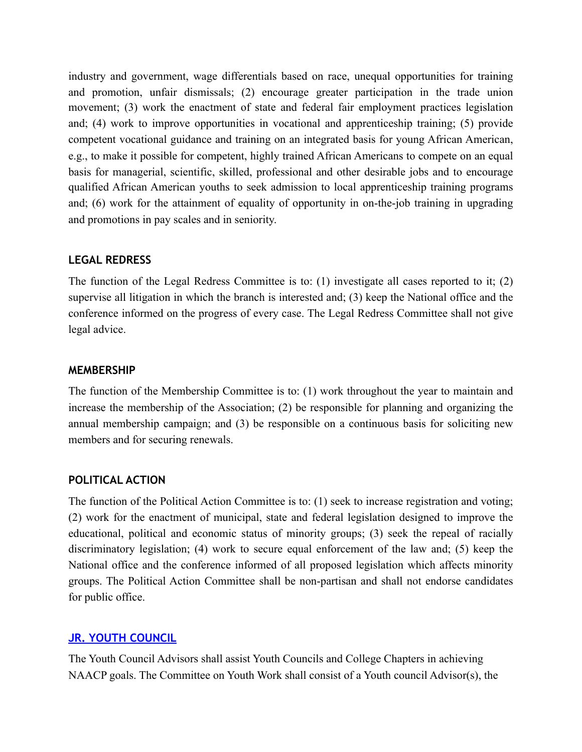industry and government, wage differentials based on race, unequal opportunities for training and promotion, unfair dismissals; (2) encourage greater participation in the trade union movement; (3) work the enactment of state and federal fair employment practices legislation and; (4) work to improve opportunities in vocational and apprenticeship training; (5) provide competent vocational guidance and training on an integrated basis for young African American, e.g., to make it possible for competent, highly trained African Americans to compete on an equal basis for managerial, scientific, skilled, professional and other desirable jobs and to encourage qualified African American youths to seek admission to local apprenticeship training programs and; (6) work for the attainment of equality of opportunity in on-the-job training in upgrading and promotions in pay scales and in seniority.

### LEGAL REDRESS

The function of the Legal Redress Committee is to: (1) investigate all cases reported to it; (2) supervise all litigation in which the branch is interested and; (3) keep the National office and the conference informed on the progress of every case. The Legal Redress Committee shall not give legal advice.

### MEMBERSHIP

The function of the Membership Committee is to: (1) work throughout the year to maintain and increase the membership of the Association; (2) be responsible for planning and organizing the annual membership campaign; and (3) be responsible on a continuous basis for soliciting new members and for securing renewals.

### POLITICAL ACTION

The function of the Political Action Committee is to: (1) seek to increase registration and voting; (2) work for the enactment of municipal, state and federal legislation designed to improve the educational, political and economic status of minority groups; (3) seek the repeal of racially discriminatory legislation; (4) work to secure equal enforcement of the law and; (5) keep the National office and the conference informed of all proposed legislation which affects minority groups. The Political Action Committee shall be non-partisan and shall not endorse candidates for public office.

### JR. YOUTH COUNCIL

The Youth Council Advisors shall assist Youth Councils and College Chapters in achieving NAACP goals. The Committee on Youth Work shall consist of a Youth council Advisor(s), the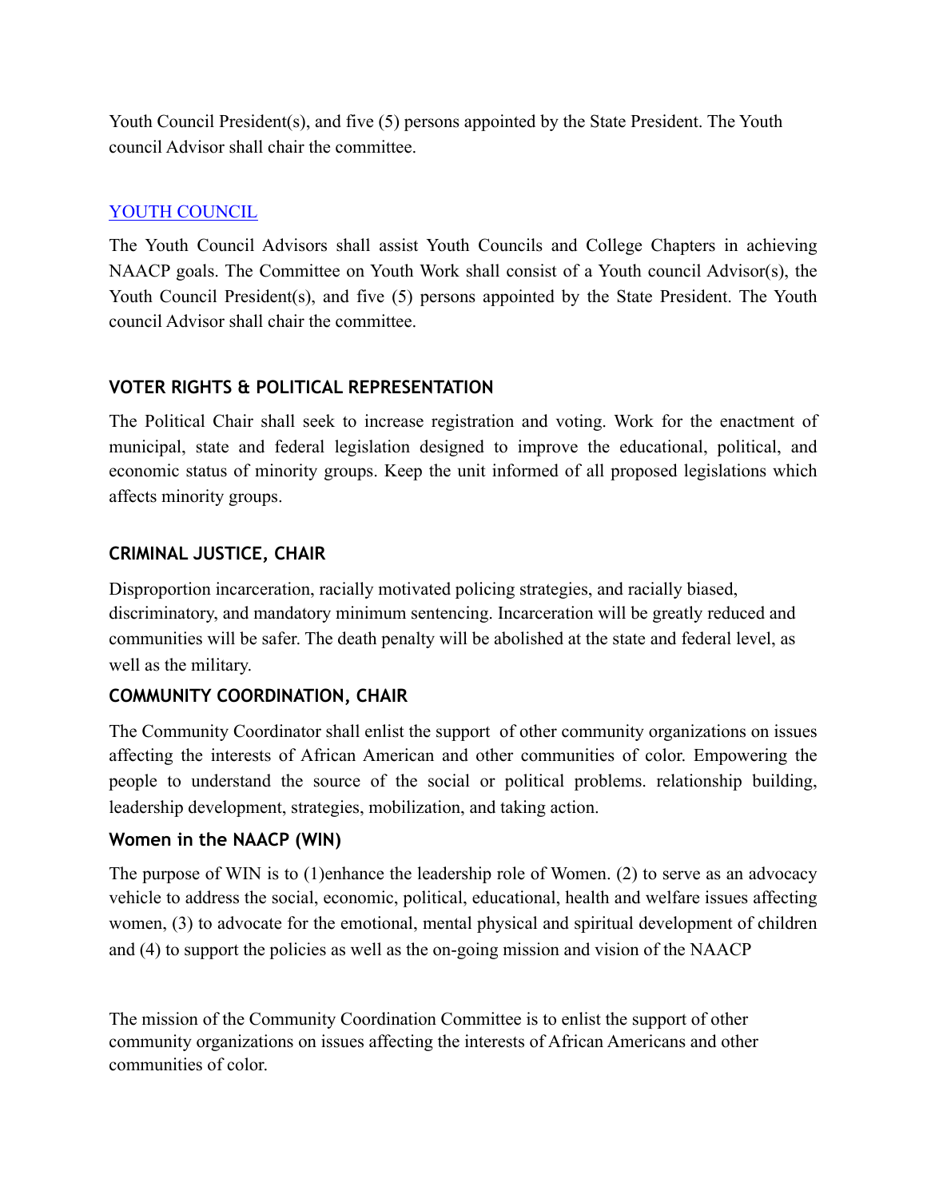Youth Council President(s), and five (5) persons appointed by the State President. The Youth council Advisor shall chair the committee.

## YOUTH COUNCIL

The Youth Council Advisors shall assist Youth Councils and College Chapters in achieving NAACP goals. The Committee on Youth Work shall consist of a Youth council Advisor(s), the Youth Council President(s), and five (5) persons appointed by the State President. The Youth council Advisor shall chair the committee.

## VOTER RIGHTS & POLITICAL REPRESENTATION

The Political Chair shall seek to increase registration and voting. Work for the enactment of municipal, state and federal legislation designed to improve the educational, political, and economic status of minority groups. Keep the unit informed of all proposed legislations which affects minority groups.

## CRIMINAL JUSTICE, CHAIR

Disproportion incarceration, racially motivated policing strategies, and racially biased, discriminatory, and mandatory minimum sentencing. Incarceration will be greatly reduced and communities will be safer. The death penalty will be abolished at the state and federal level, as well as the military.

## COMMUNITY COORDINATION, CHAIR

The Community Coordinator shall enlist the support of other community organizations on issues affecting the interests of African American and other communities of color. Empowering the people to understand the source of the social or political problems. relationship building, leadership development, strategies, mobilization, and taking action.

## Women in the NAACP (WIN)

The purpose of WIN is to (1)enhance the leadership role of Women. (2) to serve as an advocacy vehicle to address the social, economic, political, educational, health and welfare issues affecting women, (3) to advocate for the emotional, mental physical and spiritual development of children and (4) to support the policies as well as the on-going mission and vision of the NAACP

The mission of the Community Coordination Committee is to enlist the support of other community organizations on issues affecting the interests of African Americans and other communities of color.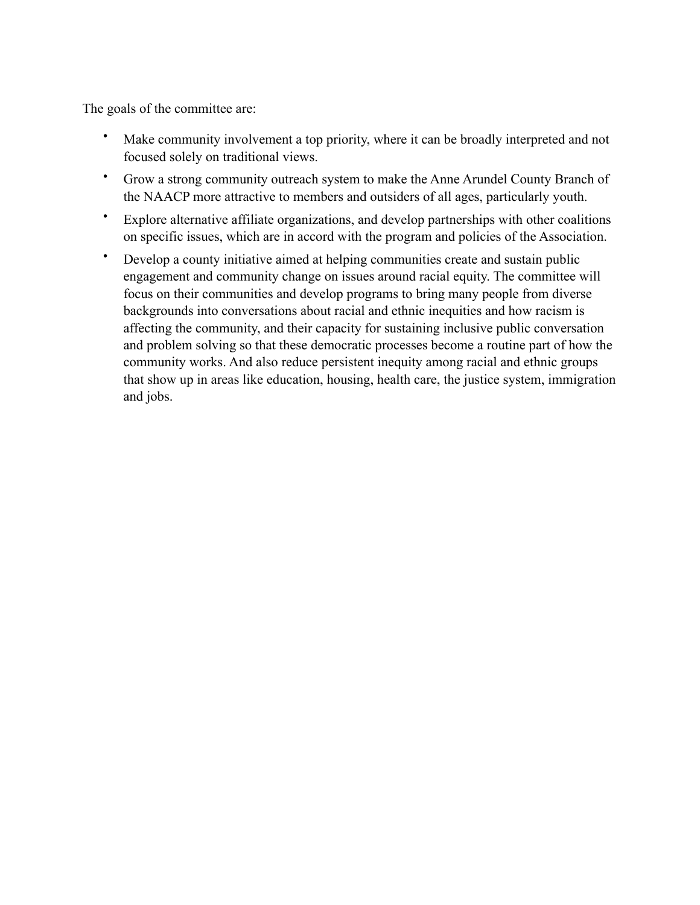The goals of the committee are:

- Make community involvement a top priority, where it can be broadly interpreted and not focused solely on traditional views.
- Grow a strong community outreach system to make the Anne Arundel County Branch of the NAACP more attractive to members and outsiders of all ages, particularly youth.
- Explore alternative affiliate organizations, and develop partnerships with other coalitions on specific issues, which are in accord with the program and policies of the Association.
- Develop a county initiative aimed at helping communities create and sustain public engagement and community change on issues around racial equity. The committee will focus on their communities and develop programs to bring many people from diverse backgrounds into conversations about racial and ethnic inequities and how racism is affecting the community, and their capacity for sustaining inclusive public conversation and problem solving so that these democratic processes become a routine part of how the community works. And also reduce persistent inequity among racial and ethnic groups that show up in areas like education, housing, health care, the justice system, immigration and jobs.